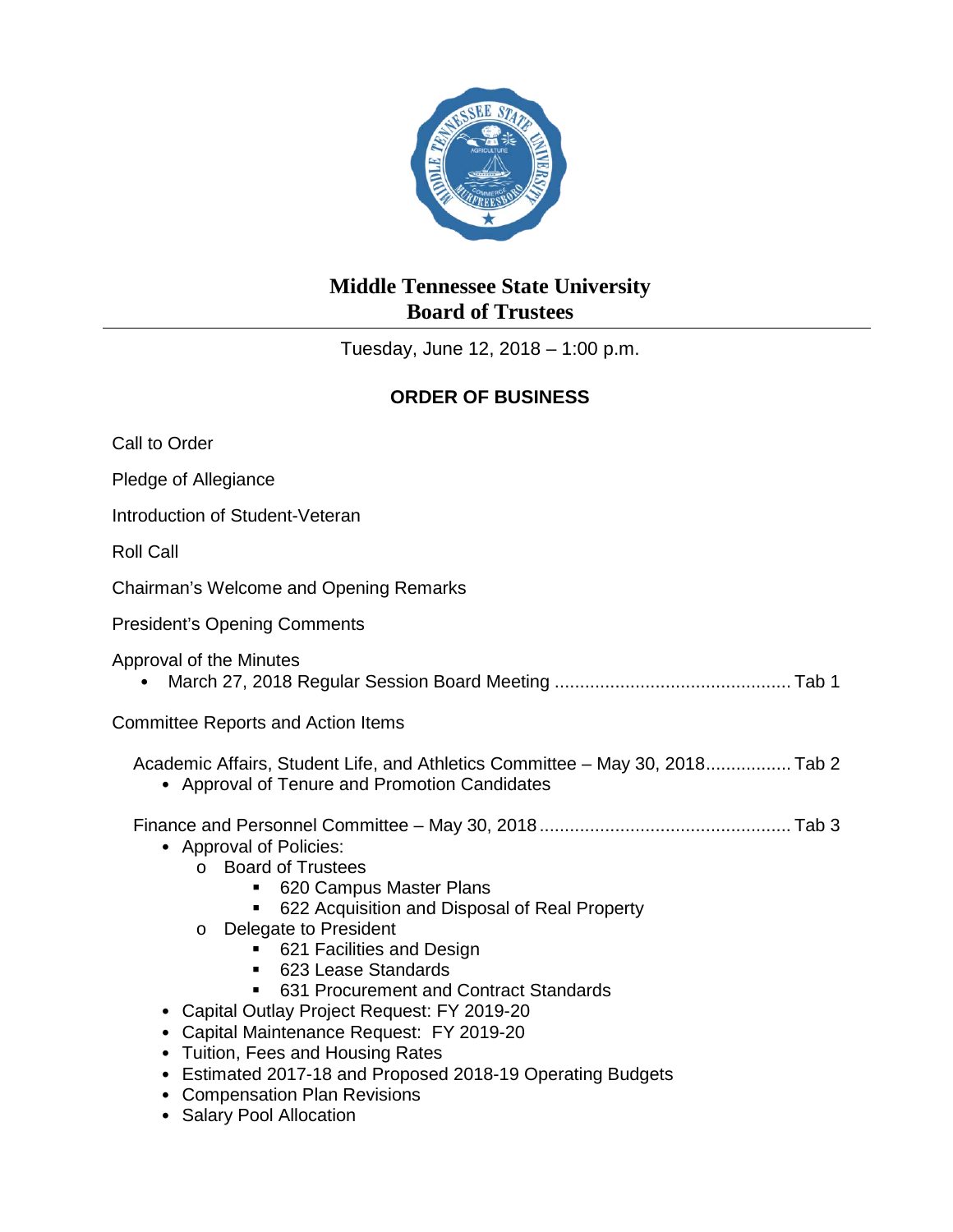# Middle Tennessee State University
# Board of Trustees

Tuesday, June 12, 2018 – 1:00 p.m.

## ORDER OF BUSINESS

Call to Order

Pledge of Allegiance

Introduction of Student-Veteran

Roll Call

Chairman's Welcome and Opening Remarks

President's Opening Comments

Approval of the Minutes

- March 27, 2018 Regular Session Board Meeting .............................................. Tab 1

Committee Reports and Action Items

Academic Affairs, Student Life, and Athletics Committee – May 30, 2018................. Tab 2

- Approval of Tenure and Promotion Candidates

Finance and Personnel Committee – May 30, 2018 ................................................. Tab 3

- Approval of Policies:
  - Board of Trustees
    - 620 Campus Master Plans
    - 622 Acquisition and Disposal of Real Property
  - Delegate to President
    - 621 Facilities and Design
    - 623 Lease Standards
    - 631 Procurement and Contract Standards
- Capital Outlay Project Request: FY 2019-20
- Capital Maintenance Request: FY 2019-20
- Tuition, Fees and Housing Rates
- Estimated 2017-18 and Proposed 2018-19 Operating Budgets
- Compensation Plan Revisions
- Salary Pool Allocation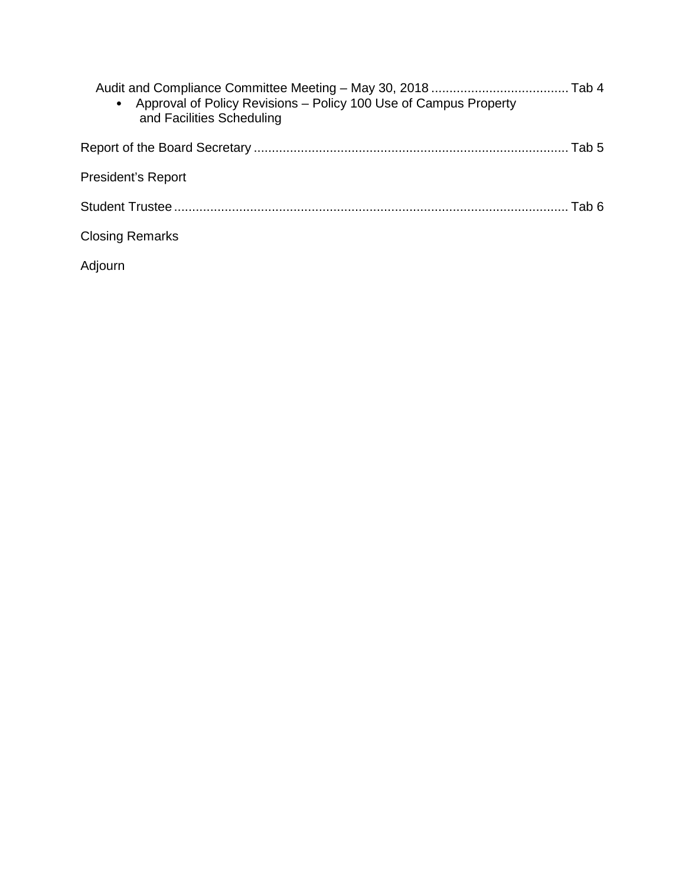Audit and Compliance Committee Meeting – May 30, 2018 ...................................... Tab 4

- Approval of Policy Revisions – Policy 100 Use of Campus Property and Facilities Scheduling

Report of the Board Secretary ...................................................................................... Tab 5

President's Report

Student Trustee ............................................................................................................ Tab 6

Closing Remarks

Adjourn